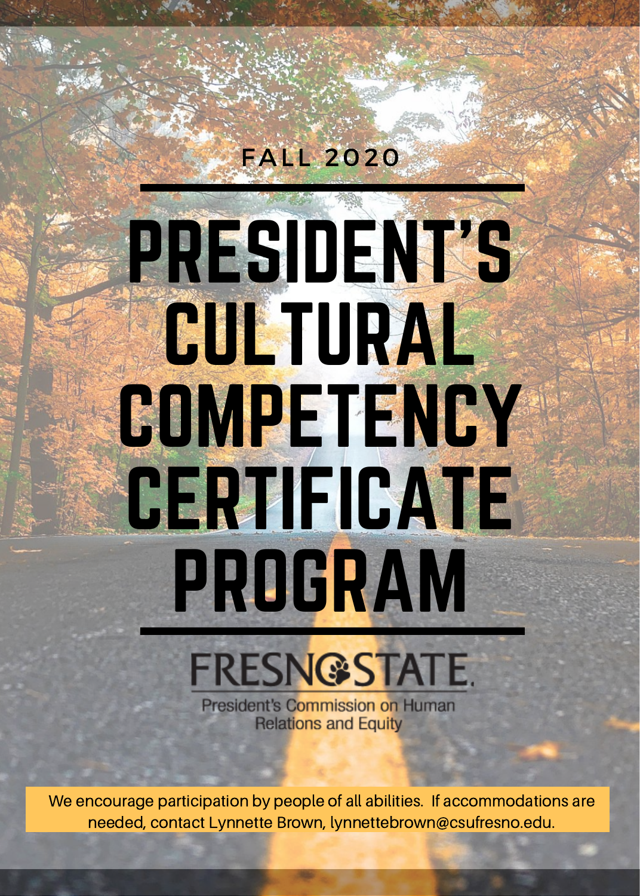FALL 2020

# PRESIDENT'S CULTURAL COMPETENCY CERTIFICATE PROGRAM

FRESNO STATE

President's Commission on Human Relations and Equity

We encourage participation by people of all abilities. If accommodations are needed, contact Lynnette Brown, lynnettebrown@csufresno.edu.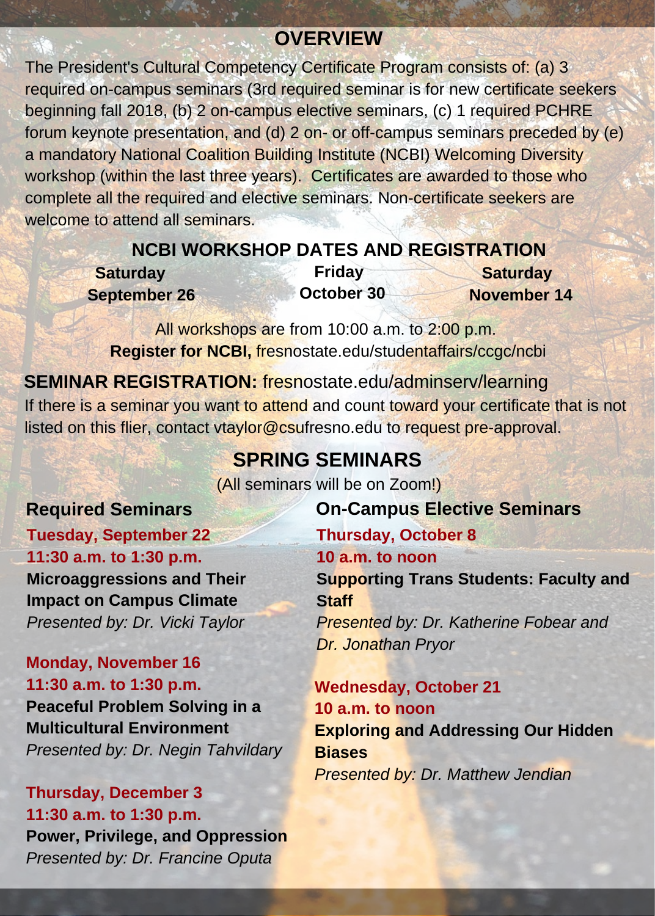## OVERVIEW

The President's Cultural Competency Certificate Program consists of: (a) 3 required on-campus seminars (3rd required seminar is for new certificate seekers beginning fall 2018, (b) 2 on-campus elective seminars, (c) 1 required PCHRE forum keynote presentation, and (d) 2 on- or off-campus seminars preceded by (e) a mandatory National Coalition Building Institute (NCBI) Welcoming Diversity workshop (within the last three years). Certificates are awarded to those who complete all the required and elective seminars. Non-certificate seekers are welcome to attend all seminars.

## NCBI WORKSHOP DATES AND REGISTRATION

**Saturday September 26**

**Friday October 30**

**Saturday November 14**

All workshops are from 10:00 a.m. to 2:00 p.m.

**Register for NCBI,** fresnostate.edu/studentaffairs/ccgc/ncbi

**SEMINAR REGISTRATION:** fresnostate.edu/adminserv/learning

If there is a seminar you want to attend and count toward your certificate that is not listed on this flier, contact vtaylor@csufresno.edu to request pre-approval.

## SPRING SEMINARS

(All seminars will be on Zoom!)

### Required Seminars

**Tuesday, September 22**
**11:30 a.m. to 1:30 p.m.**
**Microaggressions and Their Impact on Campus Climate**
*Presented by: Dr. Vicki Taylor*

**Monday, November 16**
**11:30 a.m. to 1:30 p.m.**
**Peaceful Problem Solving in a Multicultural Environment**
*Presented by: Dr. Negin Tahvildary*

**Thursday, December 3**
**11:30 a.m. to 1:30 p.m.**
**Power, Privilege, and Oppression**
*Presented by: Dr. Francine Oputa*

### On-Campus Elective Seminars

**Thursday, October 8**
**10 a.m. to noon**
**Supporting Trans Students: Faculty and Staff**
*Presented by: Dr. Katherine Fobear and Dr. Jonathan Pryor*

**Wednesday, October 21**
**10 a.m. to noon**
**Exploring and Addressing Our Hidden Biases**
*Presented by: Dr. Matthew Jendian*